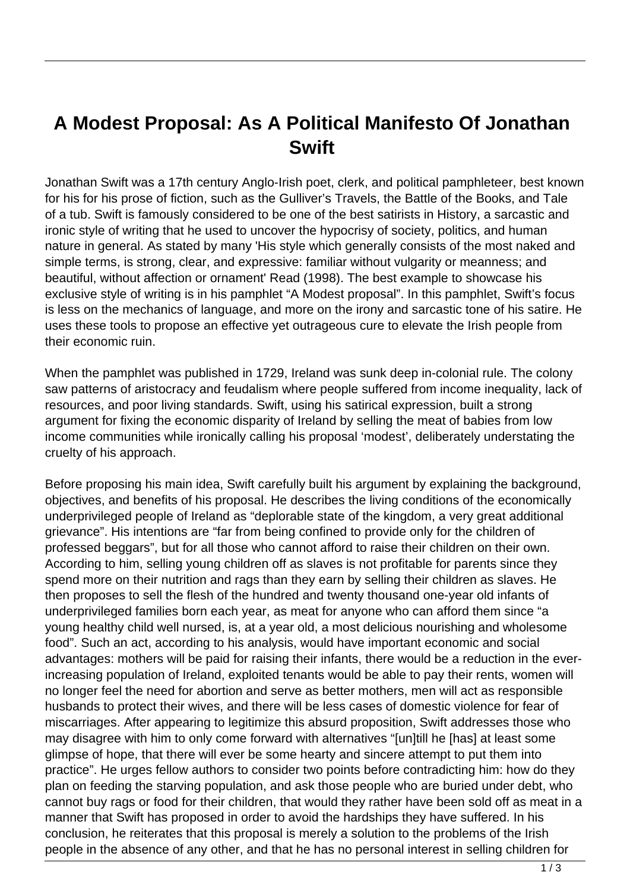# A Modest Proposal: As A Political Manifesto Of Jonathan Swift

Jonathan Swift was a 17th century Anglo-Irish poet, clerk, and political pamphleteer, best known for his for his prose of fiction, such as the Gulliver's Travels, the Battle of the Books, and Tale of a tub. Swift is famously considered to be one of the best satirists in History, a sarcastic and ironic style of writing that he used to uncover the hypocrisy of society, politics, and human nature in general. As stated by many 'His style which generally consists of the most naked and simple terms, is strong, clear, and expressive: familiar without vulgarity or meanness; and beautiful, without affection or ornament' Read (1998). The best example to showcase his exclusive style of writing is in his pamphlet "A Modest proposal". In this pamphlet, Swift's focus is less on the mechanics of language, and more on the irony and sarcastic tone of his satire. He uses these tools to propose an effective yet outrageous cure to elevate the Irish people from their economic ruin.

When the pamphlet was published in 1729, Ireland was sunk deep in-colonial rule. The colony saw patterns of aristocracy and feudalism where people suffered from income inequality, lack of resources, and poor living standards. Swift, using his satirical expression, built a strong argument for fixing the economic disparity of Ireland by selling the meat of babies from low income communities while ironically calling his proposal 'modest', deliberately understating the cruelty of his approach.

Before proposing his main idea, Swift carefully built his argument by explaining the background, objectives, and benefits of his proposal. He describes the living conditions of the economically underprivileged people of Ireland as "deplorable state of the kingdom, a very great additional grievance". His intentions are "far from being confined to provide only for the children of professed beggars", but for all those who cannot afford to raise their children on their own. According to him, selling young children off as slaves is not profitable for parents since they spend more on their nutrition and rags than they earn by selling their children as slaves. He then proposes to sell the flesh of the hundred and twenty thousand one-year old infants of underprivileged families born each year, as meat for anyone who can afford them since "a young healthy child well nursed, is, at a year old, a most delicious nourishing and wholesome food". Such an act, according to his analysis, would have important economic and social advantages: mothers will be paid for raising their infants, there would be a reduction in the ever-increasing population of Ireland, exploited tenants would be able to pay their rents, women will no longer feel the need for abortion and serve as better mothers, men will act as responsible husbands to protect their wives, and there will be less cases of domestic violence for fear of miscarriages. After appearing to legitimize this absurd proposition, Swift addresses those who may disagree with him to only come forward with alternatives "[un]till he [has] at least some glimpse of hope, that there will ever be some hearty and sincere attempt to put them into practice". He urges fellow authors to consider two points before contradicting him: how do they plan on feeding the starving population, and ask those people who are buried under debt, who cannot buy rags or food for their children, that would they rather have been sold off as meat in a manner that Swift has proposed in order to avoid the hardships they have suffered. In his conclusion, he reiterates that this proposal is merely a solution to the problems of the Irish people in the absence of any other, and that he has no personal interest in selling children for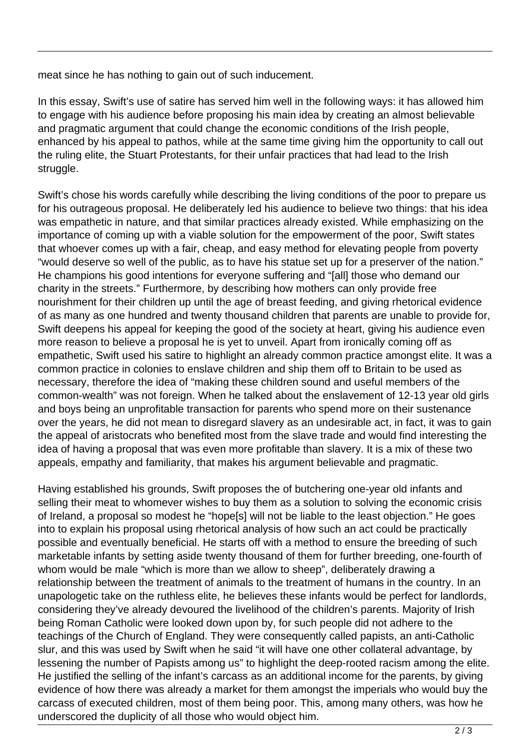meat since he has nothing to gain out of such inducement.

In this essay, Swift's use of satire has served him well in the following ways: it has allowed him to engage with his audience before proposing his main idea by creating an almost believable and pragmatic argument that could change the economic conditions of the Irish people, enhanced by his appeal to pathos, while at the same time giving him the opportunity to call out the ruling elite, the Stuart Protestants, for their unfair practices that had lead to the Irish struggle.

Swift's chose his words carefully while describing the living conditions of the poor to prepare us for his outrageous proposal. He deliberately led his audience to believe two things: that his idea was empathetic in nature, and that similar practices already existed. While emphasizing on the importance of coming up with a viable solution for the empowerment of the poor, Swift states that whoever comes up with a fair, cheap, and easy method for elevating people from poverty "would deserve so well of the public, as to have his statue set up for a preserver of the nation." He champions his good intentions for everyone suffering and "[all] those who demand our charity in the streets." Furthermore, by describing how mothers can only provide free nourishment for their children up until the age of breast feeding, and giving rhetorical evidence of as many as one hundred and twenty thousand children that parents are unable to provide for, Swift deepens his appeal for keeping the good of the society at heart, giving his audience even more reason to believe a proposal he is yet to unveil. Apart from ironically coming off as empathetic, Swift used his satire to highlight an already common practice amongst elite. It was a common practice in colonies to enslave children and ship them off to Britain to be used as necessary, therefore the idea of "making these children sound and useful members of the common-wealth" was not foreign. When he talked about the enslavement of 12-13 year old girls and boys being an unprofitable transaction for parents who spend more on their sustenance over the years, he did not mean to disregard slavery as an undesirable act, in fact, it was to gain the appeal of aristocrats who benefited most from the slave trade and would find interesting the idea of having a proposal that was even more profitable than slavery. It is a mix of these two appeals, empathy and familiarity, that makes his argument believable and pragmatic.

Having established his grounds, Swift proposes the of butchering one-year old infants and selling their meat to whomever wishes to buy them as a solution to solving the economic crisis of Ireland, a proposal so modest he "hope[s] will not be liable to the least objection." He goes into to explain his proposal using rhetorical analysis of how such an act could be practically possible and eventually beneficial. He starts off with a method to ensure the breeding of such marketable infants by setting aside twenty thousand of them for further breeding, one-fourth of whom would be male "which is more than we allow to sheep", deliberately drawing a relationship between the treatment of animals to the treatment of humans in the country. In an unapologetic take on the ruthless elite, he believes these infants would be perfect for landlords, considering they've already devoured the livelihood of the children's parents. Majority of Irish being Roman Catholic were looked down upon by, for such people did not adhere to the teachings of the Church of England. They were consequently called papists, an anti-Catholic slur, and this was used by Swift when he said "it will have one other collateral advantage, by lessening the number of Papists among us" to highlight the deep-rooted racism among the elite. He justified the selling of the infant's carcass as an additional income for the parents, by giving evidence of how there was already a market for them amongst the imperials who would buy the carcass of executed children, most of them being poor. This, among many others, was how he underscored the duplicity of all those who would object him.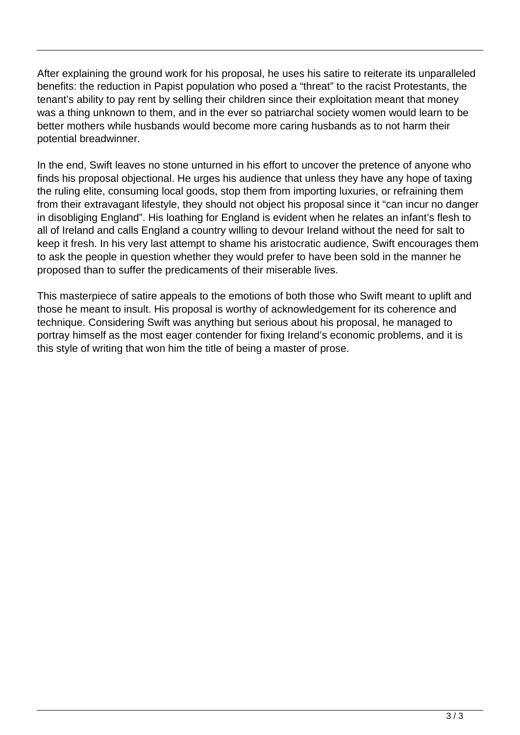After explaining the ground work for his proposal, he uses his satire to reiterate its unparalleled benefits: the reduction in Papist population who posed a “threat” to the racist Protestants, the tenant’s ability to pay rent by selling their children since their exploitation meant that money was a thing unknown to them, and in the ever so patriarchal society women would learn to be better mothers while husbands would become more caring husbands as to not harm their potential breadwinner.

In the end, Swift leaves no stone unturned in his effort to uncover the pretence of anyone who finds his proposal objectional. He urges his audience that unless they have any hope of taxing the ruling elite, consuming local goods, stop them from importing luxuries, or refraining them from their extravagant lifestyle, they should not object his proposal since it “can incur no danger in disobliging England”. His loathing for England is evident when he relates an infant’s flesh to all of Ireland and calls England a country willing to devour Ireland without the need for salt to keep it fresh. In his very last attempt to shame his aristocratic audience, Swift encourages them to ask the people in question whether they would prefer to have been sold in the manner he proposed than to suffer the predicaments of their miserable lives.

This masterpiece of satire appeals to the emotions of both those who Swift meant to uplift and those he meant to insult. His proposal is worthy of acknowledgement for its coherence and technique. Considering Swift was anything but serious about his proposal, he managed to portray himself as the most eager contender for fixing Ireland’s economic problems, and it is this style of writing that won him the title of being a master of prose.